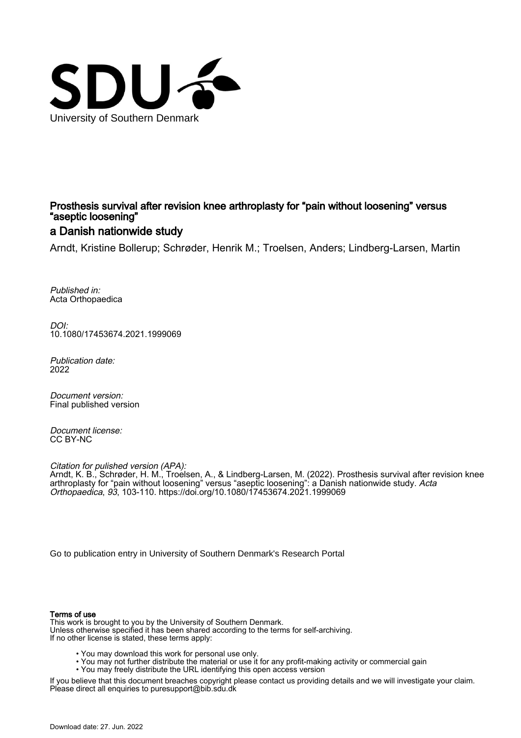University of Southern Denmark

# Prosthesis survival after revision knee arthroplasty for "pain without loosening" versus "aseptic loosening"

## a Danish nationwide study

Arndt, Kristine Bollerup; Schrøder, Henrik M.; Troelsen, Anders; Lindberg-Larsen, Martin

*Published in:*
Acta Orthopaedica

*DOI:*
10.1080/17453674.2021.1999069

*Publication date:*
2022

*Document version:*
Final published version

*Document license:*
CC BY-NC

*Citation for pulished version (APA):*
Arndt, K. B., Schrøder, H. M., Troelsen, A., & Lindberg-Larsen, M. (2022). Prosthesis survival after revision knee arthroplasty for "pain without loosening" versus "aseptic loosening": a Danish nationwide study. *Acta Orthopaedica*, *93*, 103-110. https://doi.org/10.1080/17453674.2021.1999069

Go to publication entry in University of Southern Denmark's Research Portal

**Terms of use**

This work is brought to you by the University of Southern Denmark.
Unless otherwise specified it has been shared according to the terms for self-archiving.
If no other license is stated, these terms apply:

- You may download this work for personal use only.
- You may not further distribute the material or use it for any profit-making activity or commercial gain
- You may freely distribute the URL identifying this open access version

If you believe that this document breaches copyright please contact us providing details and we will investigate your claim.
Please direct all enquiries to puresupport@bib.sdu.dk

Download date: 27. Jun. 2022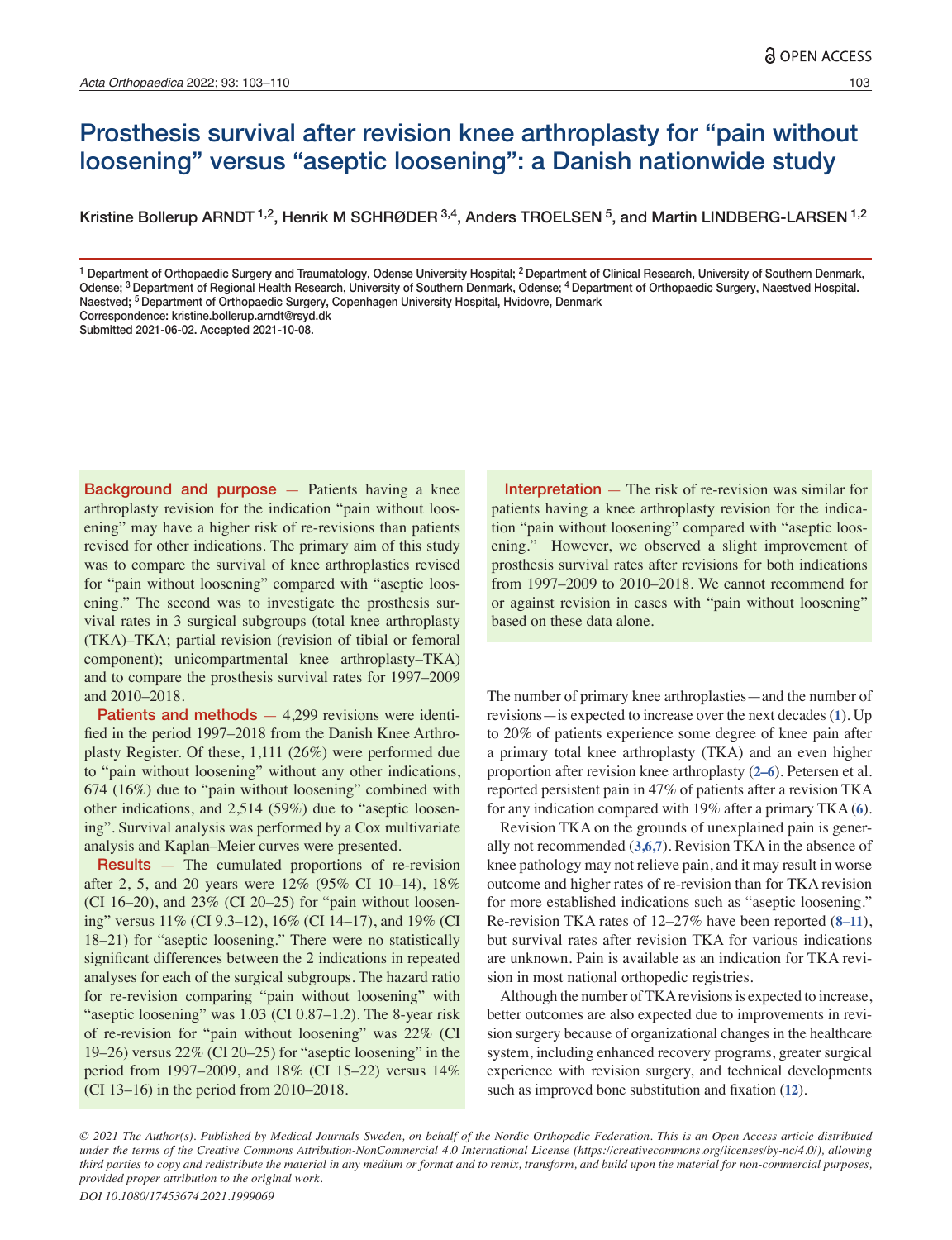# Prosthesis survival after revision knee arthroplasty for "pain without loosening" versus "aseptic loosening": a Danish nationwide study

Kristine Bollerup ARNDT [1,2], Henrik M SCHRØDER [3,4], Anders TROELSEN [5], and Martin LINDBERG-LARSEN [1,2]

[1] Department of Orthopaedic Surgery and Traumatology, Odense University Hospital; [2] Department of Clinical Research, University of Southern Denmark, Odense; [3] Department of Regional Health Research, University of Southern Denmark, Odense; [4] Department of Orthopaedic Surgery, Naestved Hospital. Naestved; [5] Department of Orthopaedic Surgery, Copenhagen University Hospital, Hvidovre, Denmark
Correspondence: kristine.bollerup.arndt@rsyd.dk
Submitted 2021-06-02. Accepted 2021-10-08.

**Background and purpose** — Patients having a knee arthroplasty revision for the indication "pain without loosening" may have a higher risk of re-revisions than patients revised for other indications. The primary aim of this study was to compare the survival of knee arthroplasties revised for "pain without loosening" compared with "aseptic loosening." The second was to investigate the prosthesis survival rates in 3 surgical subgroups (total knee arthroplasty (TKA)–TKA; partial revision (revision of tibial or femoral component); unicompartmental knee arthroplasty–TKA) and to compare the prosthesis survival rates for 1997–2009 and 2010–2018.

**Patients and methods** — 4,299 revisions were identified in the period 1997–2018 from the Danish Knee Arthroplasty Register. Of these, 1,111 (26%) were performed due to "pain without loosening" without any other indications, 674 (16%) due to "pain without loosening" combined with other indications, and 2,514 (59%) due to "aseptic loosening". Survival analysis was performed by a Cox multivariate analysis and Kaplan–Meier curves were presented.

**Results** — The cumulated proportions of re-revision after 2, 5, and 20 years were 12% (95% CI 10–14), 18% (CI 16–20), and 23% (CI 20–25) for "pain without loosening" versus 11% (CI 9.3–12), 16% (CI 14–17), and 19% (CI 18–21) for "aseptic loosening." There were no statistically significant differences between the 2 indications in repeated analyses for each of the surgical subgroups. The hazard ratio for re-revision comparing "pain without loosening" with "aseptic loosening" was 1.03 (CI 0.87–1.2). The 8-year risk of re-revision for "pain without loosening" was 22% (CI 19–26) versus 22% (CI 20–25) for "aseptic loosening" in the period from 1997–2009, and 18% (CI 15–22) versus 14% (CI 13–16) in the period from 2010–2018.

**Interpretation** — The risk of re-revision was similar for patients having a knee arthroplasty revision for the indication "pain without loosening" compared with "aseptic loosening." However, we observed a slight improvement of prosthesis survival rates after revisions for both indications from 1997–2009 to 2010–2018. We cannot recommend for or against revision in cases with "pain without loosening" based on these data alone.

The number of primary knee arthroplasties—and the number of revisions—is expected to increase over the next decades (1). Up to 20% of patients experience some degree of knee pain after a primary total knee arthroplasty (TKA) and an even higher proportion after revision knee arthroplasty (2–6). Petersen et al. reported persistent pain in 47% of patients after a revision TKA for any indication compared with 19% after a primary TKA (6).

Revision TKA on the grounds of unexplained pain is generally not recommended (3,6,7). Revision TKA in the absence of knee pathology may not relieve pain, and it may result in worse outcome and higher rates of re-revision than for TKA revision for more established indications such as "aseptic loosening." Re-revision TKA rates of 12–27% have been reported (8–11), but survival rates after revision TKA for various indications are unknown. Pain is available as an indication for TKA revision in most national orthopedic registries.

Although the number of TKA revisions is expected to increase, better outcomes are also expected due to improvements in revision surgery because of organizational changes in the healthcare system, including enhanced recovery programs, greater surgical experience with revision surgery, and technical developments such as improved bone substitution and fixation (12).

*© 2021 The Author(s). Published by Medical Journals Sweden, on behalf of the Nordic Orthopedic Federation. This is an Open Access article distributed under the terms of the Creative Commons Attribution-NonCommercial 4.0 International License (https://creativecommons.org/licenses/by-nc/4.0/), allowing third parties to copy and redistribute the material in any medium or format and to remix, transform, and build upon the material for non-commercial purposes, provided proper attribution to the original work.*

*DOI 10.1080/17453674.2021.1999069*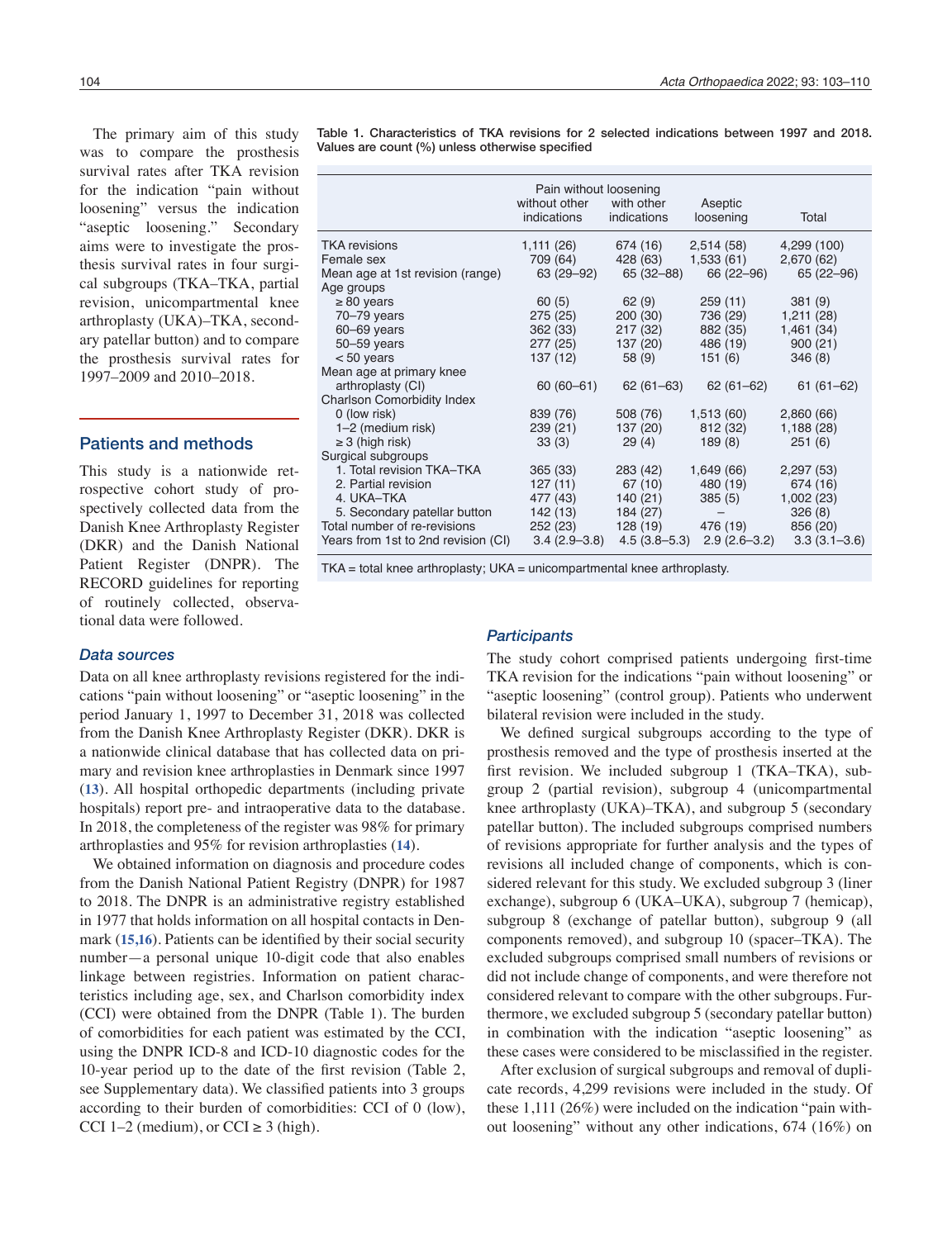The primary aim of this study was to compare the prosthesis survival rates after TKA revision for the indication "pain without loosening" versus the indication "aseptic loosening." Secondary aims were to investigate the prosthesis survival rates in four surgical subgroups (TKA–TKA, partial revision, unicompartmental knee arthroplasty (UKA)–TKA, secondary patellar button) and to compare the prosthesis survival rates for 1997–2009 and 2010–2018.

**Table 1. Characteristics of TKA revisions for 2 selected indications between 1997 and 2018. Values are count (%) unless otherwise specified**

| | Pain without loosening | | Aseptic loosening | Total |
|---|---|---|---|---|
| | without other indications | with other indications | | |
| TKA revisions | 1,111 (26) | 674 (16) | 2,514 (58) | 4,299 (100) |
| Female sex | 709 (64) | 428 (63) | 1,533 (61) | 2,670 (62) |
| Mean age at 1st revision (range) | 63 (29–92) | 65 (32–88) | 66 (22–96) | 65 (22–96) |
| Age groups | | | | |
| ≥ 80 years | 60 (5) | 62 (9) | 259 (11) | 381 (9) |
| 70–79 years | 275 (25) | 200 (30) | 736 (29) | 1,211 (28) |
| 60–69 years | 362 (33) | 217 (32) | 882 (35) | 1,461 (34) |
| 50–59 years | 277 (25) | 137 (20) | 486 (19) | 900 (21) |
| < 50 years | 137 (12) | 58 (9) | 151 (6) | 346 (8) |
| Mean age at primary knee arthroplasty (CI) | 60 (60–61) | 62 (61–63) | 62 (61–62) | 61 (61–62) |
| Charlson Comorbidity Index | | | | |
| 0 (low risk) | 839 (76) | 508 (76) | 1,513 (60) | 2,860 (66) |
| 1–2 (medium risk) | 239 (21) | 137 (20) | 812 (32) | 1,188 (28) |
| ≥ 3 (high risk) | 33 (3) | 29 (4) | 189 (8) | 251 (6) |
| Surgical subgroups | | | | |
| 1. Total revision TKA–TKA | 365 (33) | 283 (42) | 1,649 (66) | 2,297 (53) |
| 2. Partial revision | 127 (11) | 67 (10) | 480 (19) | 674 (16) |
| 4. UKA–TKA | 477 (43) | 140 (21) | 385 (5) | 1,002 (23) |
| 5. Secondary patellar button | 142 (13) | 184 (27) | – | 326 (8) |
| Total number of re-revisions | 252 (23) | 128 (19) | 476 (19) | 856 (20) |
| Years from 1st to 2nd revision (CI) | 3.4 (2.9–3.8) | 4.5 (3.8–5.3) | 2.9 (2.6–3.2) | 3.3 (3.1–3.6) |

TKA = total knee arthroplasty; UKA = unicompartmental knee arthroplasty.

## Patients and methods

This study is a nationwide retrospective cohort study of prospectively collected data from the Danish Knee Arthroplasty Register (DKR) and the Danish National Patient Register (DNPR). The RECORD guidelines for reporting of routinely collected, observational data were followed.

### *Data sources*

Data on all knee arthroplasty revisions registered for the indications "pain without loosening" or "aseptic loosening" in the period January 1, 1997 to December 31, 2018 was collected from the Danish Knee Arthroplasty Register (DKR). DKR is a nationwide clinical database that has collected data on primary and revision knee arthroplasties in Denmark since 1997 (**13**). All hospital orthopedic departments (including private hospitals) report pre- and intraoperative data to the database. In 2018, the completeness of the register was 98% for primary arthroplasties and 95% for revision arthroplasties (**14**).

We obtained information on diagnosis and procedure codes from the Danish National Patient Registry (DNPR) for 1987 to 2018. The DNPR is an administrative registry established in 1977 that holds information on all hospital contacts in Denmark (**15,16**). Patients can be identified by their social security number—a personal unique 10-digit code that also enables linkage between registries. Information on patient characteristics including age, sex, and Charlson comorbidity index (CCI) were obtained from the DNPR (Table 1). The burden of comorbidities for each patient was estimated by the CCI, using the DNPR ICD-8 and ICD-10 diagnostic codes for the 10-year period up to the date of the first revision (Table 2, see Supplementary data). We classified patients into 3 groups according to their burden of comorbidities: CCI of 0 (low), CCI 1–2 (medium), or CCI ≥ 3 (high).

### *Participants*

The study cohort comprised patients undergoing first-time TKA revision for the indications "pain without loosening" or "aseptic loosening" (control group). Patients who underwent bilateral revision were included in the study.

We defined surgical subgroups according to the type of prosthesis removed and the type of prosthesis inserted at the first revision. We included subgroup 1 (TKA–TKA), subgroup 2 (partial revision), subgroup 4 (unicompartmental knee arthroplasty (UKA)–TKA), and subgroup 5 (secondary patellar button). The included subgroups comprised numbers of revisions appropriate for further analysis and the types of revisions all included change of components, which is considered relevant for this study. We excluded subgroup 3 (liner exchange), subgroup 6 (UKA–UKA), subgroup 7 (hemicap), subgroup 8 (exchange of patellar button), subgroup 9 (all components removed), and subgroup 10 (spacer–TKA). The excluded subgroups comprised small numbers of revisions or did not include change of components, and were therefore not considered relevant to compare with the other subgroups. Furthermore, we excluded subgroup 5 (secondary patellar button) in combination with the indication "aseptic loosening" as these cases were considered to be misclassified in the register.

After exclusion of surgical subgroups and removal of duplicate records, 4,299 revisions were included in the study. Of these 1,111 (26%) were included on the indication "pain without loosening" without any other indications, 674 (16%) on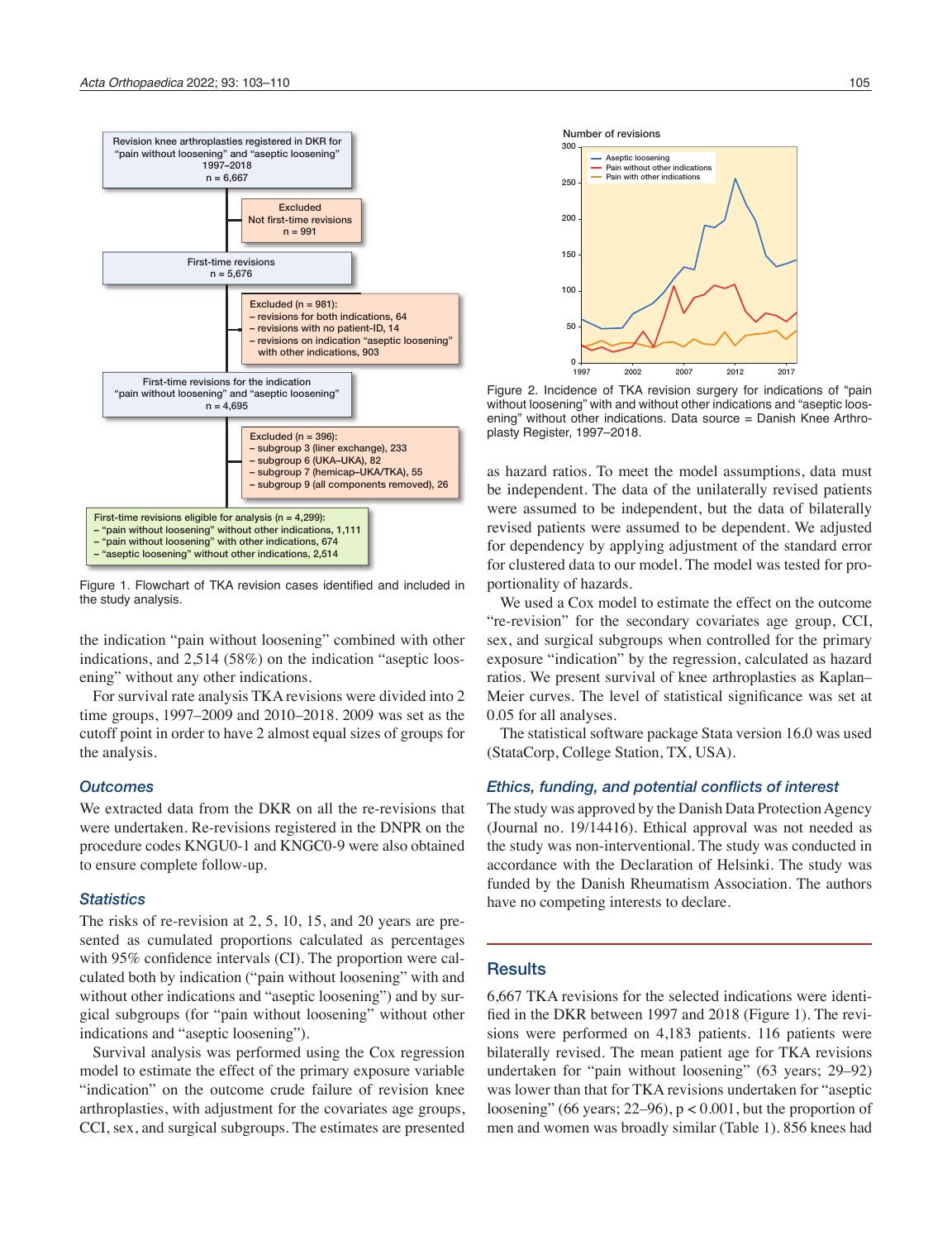Revision knee arthroplasties registered in DKR for "pain without loosening" and "aseptic loosening" 1997–2018
n = 6,667

Excluded
Not first-time revisions
n = 991

First-time revisions
n = 5,676

Excluded (n = 981):
– revisions for both indications, 64
– revisions with no patient-ID, 14
– revisions on indication "aseptic loosening" with other indications, 903

First-time revisions for the indication "pain without loosening" and "aseptic loosening"
n = 4,695

Excluded (n = 396):
– subgroup 3 (liner exchange), 233
– subgroup 6 (UKA–UKA), 82
– subgroup 7 (hemicap–UKA/TKA), 55
– subgroup 9 (all components removed), 26

First-time revisions eligible for analysis (n = 4,299):
– "pain without loosening" without other indications, 1,111
– "pain without loosening" with other indications, 674
– "aseptic loosening" without other indications, 2,514

Figure 1. Flowchart of TKA revision cases identified and included in the study analysis.

the indication "pain without loosening" combined with other indications, and 2,514 (58%) on the indication "aseptic loosening" without any other indications.

For survival rate analysis TKA revisions were divided into 2 time groups, 1997–2009 and 2010–2018. 2009 was set as the cutoff point in order to have 2 almost equal sizes of groups for the analysis.

### Outcomes

We extracted data from the DKR on all the re-revisions that were undertaken. Re-revisions registered in the DNPR on the procedure codes KNGU0-1 and KNGC0-9 were also obtained to ensure complete follow-up.

### Statistics

The risks of re-revision at 2, 5, 10, 15, and 20 years are presented as cumulated proportions calculated as percentages with 95% confidence intervals (CI). The proportion were calculated both by indication ("pain without loosening" with and without other indications and "aseptic loosening") and by surgical subgroups (for "pain without loosening" without other indications and "aseptic loosening").

Survival analysis was performed using the Cox regression model to estimate the effect of the primary exposure variable "indication" on the outcome crude failure of revision knee arthroplasties, with adjustment for the covariates age groups, CCI, sex, and surgical subgroups. The estimates are presented as hazard ratios. To meet the model assumptions, data must be independent. The data of the unilaterally revised patients were assumed to be independent, but the data of bilaterally revised patients were assumed to be dependent. We adjusted for dependency by applying adjustment of the standard error for clustered data to our model. The model was tested for proportionality of hazards.

We used a Cox model to estimate the effect on the outcome "re-revision" for the secondary covariates age group, CCI, sex, and surgical subgroups when controlled for the primary exposure "indication" by the regression, calculated as hazard ratios. We present survival of knee arthroplasties as Kaplan–Meier curves. The level of statistical significance was set at 0.05 for all analyses.

The statistical software package Stata version 16.0 was used (StataCorp, College Station, TX, USA).

### Ethics, funding, and potential conflicts of interest

The study was approved by the Danish Data Protection Agency (Journal no. 19/14416). Ethical approval was not needed as the study was non-interventional. The study was conducted in accordance with the Declaration of Helsinki. The study was funded by the Danish Rheumatism Association. The authors have no competing interests to declare.

Figure 2. Incidence of TKA revision surgery for indications of "pain without loosening" with and without other indications and "aseptic loosening" without other indications. Data source = Danish Knee Arthroplasty Register, 1997–2018.

## Results

6,667 TKA revisions for the selected indications were identified in the DKR between 1997 and 2018 (Figure 1). The revisions were performed on 4,183 patients. 116 patients were bilaterally revised. The mean patient age for TKA revisions undertaken for "pain without loosening" (63 years; 29–92) was lower than that for TKA revisions undertaken for "aseptic loosening" (66 years; 22–96), p < 0.001, but the proportion of men and women was broadly similar (Table 1). 856 knees had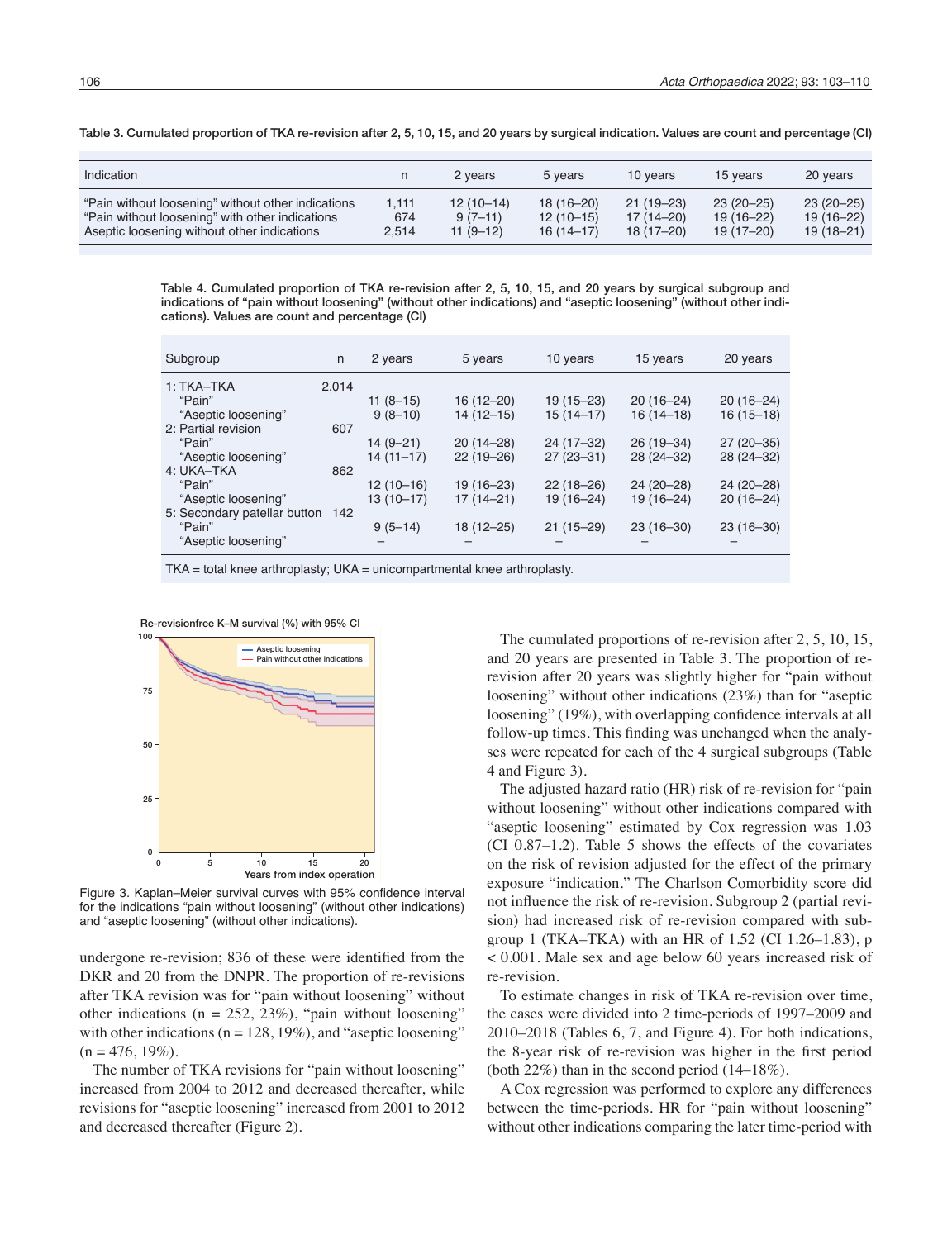Table 3. Cumulated proportion of TKA re-revision after 2, 5, 10, 15, and 20 years by surgical indication. Values are count and percentage (CI)

| Indication | n | 2 years | 5 years | 10 years | 15 years | 20 years |
|---|---|---|---|---|---|---|
| "Pain without loosening" without other indications | 1,111 | 12 (10–14) | 18 (16–20) | 21 (19–23) | 23 (20–25) | 23 (20–25) |
| "Pain without loosening" with other indications | 674 | 9 (7–11) | 12 (10–15) | 17 (14–20) | 19 (16–22) | 19 (16–22) |
| Aseptic loosening without other indications | 2,514 | 11 (9–12) | 16 (14–17) | 18 (17–20) | 19 (17–20) | 19 (18–21) |

Table 4. Cumulated proportion of TKA re-revision after 2, 5, 10, 15, and 20 years by surgical subgroup and indications of "pain without loosening" (without other indications) and "aseptic loosening" (without other indications). Values are count and percentage (CI)

| Subgroup | n | 2 years | 5 years | 10 years | 15 years | 20 years |
|---|---|---|---|---|---|---|
| 1: TKA–TKA | 2,014 | | | | | |
| "Pain" | | 11 (8–15) | 16 (12–20) | 19 (15–23) | 20 (16–24) | 20 (16–24) |
| "Aseptic loosening" | | 9 (8–10) | 14 (12–15) | 15 (14–17) | 16 (14–18) | 16 (15–18) |
| 2: Partial revision | 607 | | | | | |
| "Pain" | | 14 (9–21) | 20 (14–28) | 24 (17–32) | 26 (19–34) | 27 (20–35) |
| "Aseptic loosening" | | 14 (11–17) | 22 (19–26) | 27 (23–31) | 28 (24–32) | 28 (24–32) |
| 4: UKA–TKA | 862 | | | | | |
| "Pain" | | 12 (10–16) | 19 (16–23) | 22 (18–26) | 24 (20–28) | 24 (20–28) |
| "Aseptic loosening" | | 13 (10–17) | 17 (14–21) | 19 (16–24) | 19 (16–24) | 20 (16–24) |
| 5: Secondary patellar button | 142 | | | | | |
| "Pain" | | 9 (5–14) | 18 (12–25) | 21 (15–29) | 23 (16–30) | 23 (16–30) |
| "Aseptic loosening" | | – | – | – | – | – |

TKA = total knee arthroplasty; UKA = unicompartmental knee arthroplasty.

Figure 3. Kaplan–Meier survival curves with 95% confidence interval for the indications "pain without loosening" (without other indications) and "aseptic loosening" (without other indications).

undergone re-revision; 836 of these were identified from the DKR and 20 from the DNPR. The proportion of re-revisions after TKA revision was for "pain without loosening" without other indications (n = 252, 23%), "pain without loosening" with other indications (n = 128, 19%), and "aseptic loosening" (n = 476, 19%).

The number of TKA revisions for "pain without loosening" increased from 2004 to 2012 and decreased thereafter, while revisions for "aseptic loosening" increased from 2001 to 2012 and decreased thereafter (Figure 2).

The cumulated proportions of re-revision after 2, 5, 10, 15, and 20 years are presented in Table 3. The proportion of re-revision after 20 years was slightly higher for "pain without loosening" without other indications (23%) than for "aseptic loosening" (19%), with overlapping confidence intervals at all follow-up times. This finding was unchanged when the analyses were repeated for each of the 4 surgical subgroups (Table 4 and Figure 3).

The adjusted hazard ratio (HR) risk of re-revision for "pain without loosening" without other indications compared with "aseptic loosening" estimated by Cox regression was 1.03 (CI 0.87–1.2). Table 5 shows the effects of the covariates on the risk of revision adjusted for the effect of the primary exposure "indication." The Charlson Comorbidity score did not influence the risk of re-revision. Subgroup 2 (partial revision) had increased risk of re-revision compared with subgroup 1 (TKA–TKA) with an HR of 1.52 (CI 1.26–1.83), $p < 0.001$. Male sex and age below 60 years increased risk of re-revision.

To estimate changes in risk of TKA re-revision over time, the cases were divided into 2 time-periods of 1997–2009 and 2010–2018 (Tables 6, 7, and Figure 4). For both indications, the 8-year risk of re-revision was higher in the first period (both 22%) than in the second period (14–18%).

A Cox regression was performed to explore any differences between the time-periods. HR for "pain without loosening" without other indications comparing the later time-period with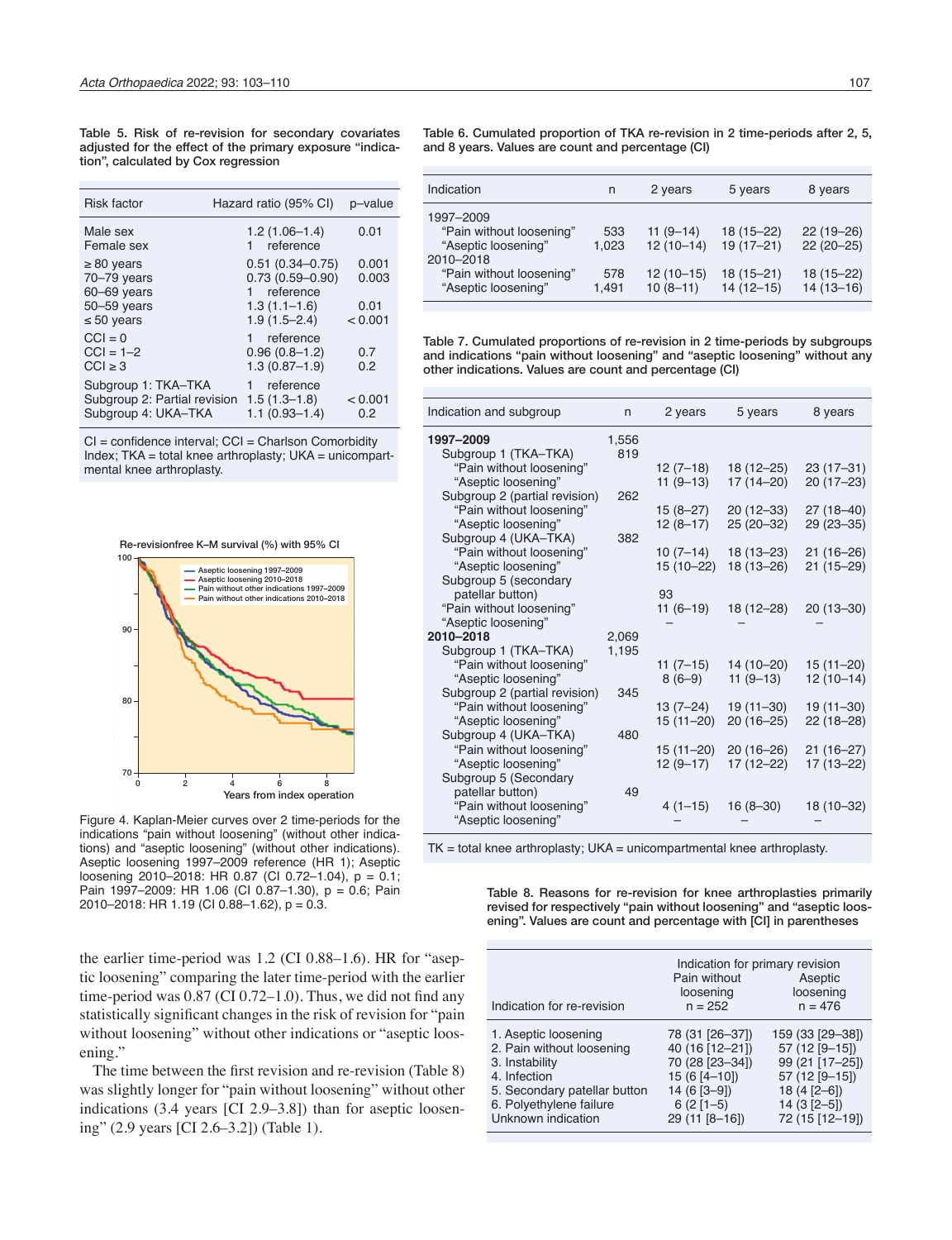Table 5. Risk of re-revision for secondary covariates adjusted for the effect of the primary exposure "indication", calculated by Cox regression

| Risk factor | Hazard ratio (95% CI) | p–value |
|---|---|---|
| Male sex | 1.2 (1.06–1.4) | 0.01 |
| Female sex | 1 reference | |
| ≥ 80 years | 0.51 (0.34–0.75) | 0.001 |
| 70–79 years | 0.73 (0.59–0.90) | 0.003 |
| 60–69 years | 1 reference | |
| 50–59 years | 1.3 (1.1–1.6) | 0.01 |
| ≤ 50 years | 1.9 (1.5–2.4) | < 0.001 |
| CCI = 0 | 1 reference | |
| CCI = 1–2 | 0.96 (0.8–1.2) | 0.7 |
| CCI ≥ 3 | 1.3 (0.87–1.9) | 0.2 |
| Subgroup 1: TKA–TKA | 1 reference | |
| Subgroup 2: Partial revision | 1.5 (1.3–1.8) | < 0.001 |
| Subgroup 4: UKA–TKA | 1.1 (0.93–1.4) | 0.2 |

CI = confidence interval; CCI = Charlson Comorbidity Index; TKA = total knee arthroplasty; UKA = unicompartmental knee arthroplasty.

Figure 4. Kaplan-Meier curves over 2 time-periods for the indications "pain without loosening" (without other indications) and "aseptic loosening" (without other indications). Aseptic loosening 1997–2009 reference (HR 1); Aseptic loosening 2010–2018: HR 0.87 (CI 0.72–1.04), p = 0.1; Pain 1997–2009: HR 1.06 (CI 0.87–1.30), p = 0.6; Pain 2010–2018: HR 1.19 (CI 0.88–1.62), p = 0.3.

the earlier time-period was 1.2 (CI 0.88–1.6). HR for "aseptic loosening" comparing the later time-period with the earlier time-period was 0.87 (CI 0.72–1.0). Thus, we did not find any statistically significant changes in the risk of revision for "pain without loosening" without other indications or "aseptic loosening."

The time between the first revision and re-revision (Table 8) was slightly longer for "pain without loosening" without other indications (3.4 years [CI 2.9–3.8]) than for aseptic loosening" (2.9 years [CI 2.6–3.2]) (Table 1).

Table 6. Cumulated proportion of TKA re-revision in 2 time-periods after 2, 5, and 8 years. Values are count and percentage (CI)

| Indication | n | 2 years | 5 years | 8 years |
|---|---|---|---|---|
| 1997–2009 | | | | |
| "Pain without loosening" | 533 | 11 (9–14) | 18 (15–22) | 22 (19–26) |
| "Aseptic loosening" | 1,023 | 12 (10–14) | 19 (17–21) | 22 (20–25) |
| 2010–2018 | | | | |
| "Pain without loosening" | 578 | 12 (10–15) | 18 (15–21) | 18 (15–22) |
| "Aseptic loosening" | 1,491 | 10 (8–11) | 14 (12–15) | 14 (13–16) |

Table 7. Cumulated proportions of re-revision in 2 time-periods by subgroups and indications "pain without loosening" and "aseptic loosening" without any other indications. Values are count and percentage (CI)

| Indication and subgroup | n | 2 years | 5 years | 8 years |
|---|---|---|---|---|
| **1997–2009** | 1,556 | | | |
| Subgroup 1 (TKA–TKA) | 819 | | | |
| "Pain without loosening" | | 12 (7–18) | 18 (12–25) | 23 (17–31) |
| "Aseptic loosening" | | 11 (9–13) | 17 (14–20) | 20 (17–23) |
| Subgroup 2 (partial revision) | 262 | | | |
| "Pain without loosening" | | 15 (8–27) | 20 (12–33) | 27 (18–40) |
| "Aseptic loosening" | | 12 (8–17) | 25 (20–32) | 29 (23–35) |
| Subgroup 4 (UKA–TKA) | 382 | | | |
| "Pain without loosening" | | 10 (7–14) | 18 (13–23) | 21 (16–26) |
| "Aseptic loosening" | | 15 (10–22) | 18 (13–26) | 21 (15–29) |
| Subgroup 5 (secondary patellar button) | | 93 | | |
| "Pain without loosening" | | 11 (6–19) | 18 (12–28) | 20 (13–30) |
| "Aseptic loosening" | | – | – | – |
| **2010–2018** | 2,069 | | | |
| Subgroup 1 (TKA–TKA) | 1,195 | | | |
| "Pain without loosening" | | 11 (7–15) | 14 (10–20) | 15 (11–20) |
| "Aseptic loosening" | | 8 (6–9) | 11 (9–13) | 12 (10–14) |
| Subgroup 2 (partial revision) | 345 | | | |
| "Pain without loosening" | | 13 (7–24) | 19 (11–30) | 19 (11–30) |
| "Aseptic loosening" | | 15 (11–20) | 20 (16–25) | 22 (18–28) |
| Subgroup 4 (UKA–TKA) | 480 | | | |
| "Pain without loosening" | | 15 (11–20) | 20 (16–26) | 21 (16–27) |
| "Aseptic loosening" | | 12 (9–17) | 17 (12–22) | 17 (13–22) |
| Subgroup 5 (Secondary patellar button) | 49 | | | |
| "Pain without loosening" | | 4 (1–15) | 16 (8–30) | 18 (10–32) |
| "Aseptic loosening" | | – | – | – |

TK = total knee arthroplasty; UKA = unicompartmental knee arthroplasty.

Table 8. Reasons for re-revision for knee arthroplasties primarily revised for respectively "pain without loosening" and "aseptic loosening". Values are count and percentage with [CI] in parentheses

| Indication for re-revision | Indication for primary revision: Pain without loosening n = 252 | Aseptic loosening n = 476 |
|---|---|---|
| 1. Aseptic loosening | 78 (31 [26–37]) | 159 (33 [29–38]) |
| 2. Pain without loosening | 40 (16 [12–21]) | 57 (12 [9–15]) |
| 3. Instability | 70 (28 [23–34]) | 99 (21 [17–25]) |
| 4. Infection | 15 (6 [4–10]) | 57 (12 [9–15]) |
| 5. Secondary patellar button | 14 (6 [3–9]) | 18 (4 [2–6]) |
| 6. Polyethylene failure | 6 (2 [1–5) | 14 (3 [2–5]) |
| Unknown indication | 29 (11 [8–16]) | 72 (15 [12–19]) |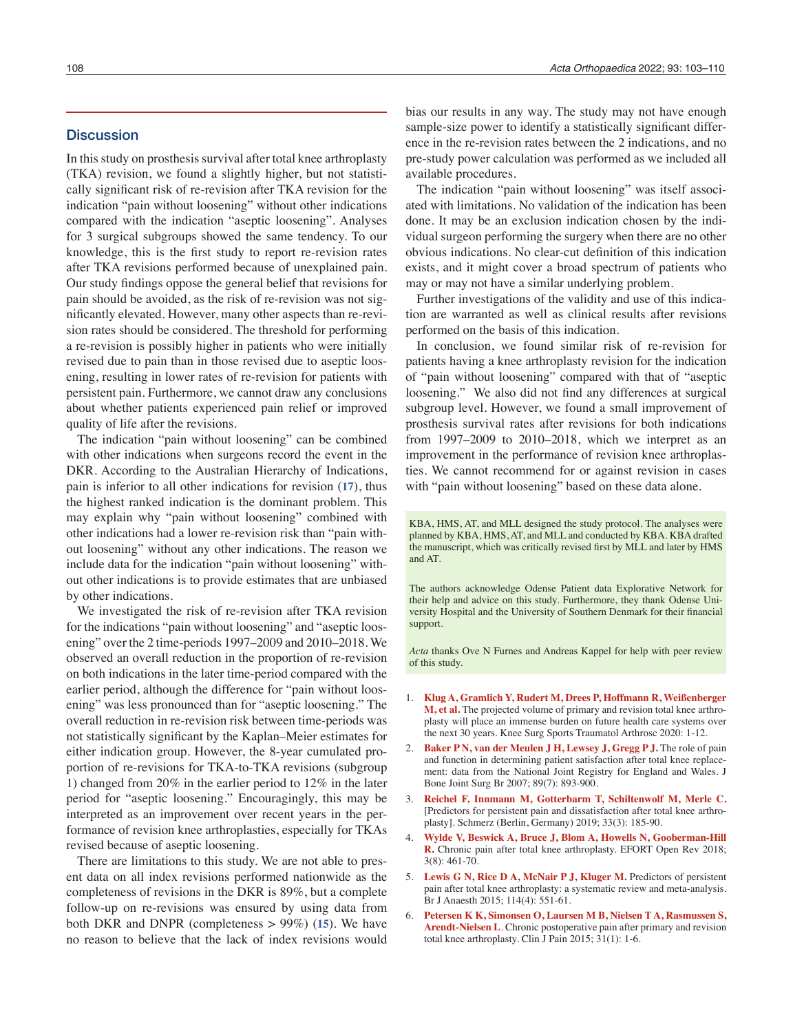## Discussion

In this study on prosthesis survival after total knee arthroplasty (TKA) revision, we found a slightly higher, but not statistically significant risk of re-revision after TKA revision for the indication "pain without loosening" without other indications compared with the indication "aseptic loosening". Analyses for 3 surgical subgroups showed the same tendency. To our knowledge, this is the first study to report re-revision rates after TKA revisions performed because of unexplained pain. Our study findings oppose the general belief that revisions for pain should be avoided, as the risk of re-revision was not significantly elevated. However, many other aspects than re-revision rates should be considered. The threshold for performing a re-revision is possibly higher in patients who were initially revised due to pain than in those revised due to aseptic loosening, resulting in lower rates of re-revision for patients with persistent pain. Furthermore, we cannot draw any conclusions about whether patients experienced pain relief or improved quality of life after the revisions.

The indication "pain without loosening" can be combined with other indications when surgeons record the event in the DKR. According to the Australian Hierarchy of Indications, pain is inferior to all other indications for revision (17), thus the highest ranked indication is the dominant problem. This may explain why "pain without loosening" combined with other indications had a lower re-revision risk than "pain without loosening" without any other indications. The reason we include data for the indication "pain without loosening" without other indications is to provide estimates that are unbiased by other indications.

We investigated the risk of re-revision after TKA revision for the indications "pain without loosening" and "aseptic loosening" over the 2 time-periods 1997–2009 and 2010–2018. We observed an overall reduction in the proportion of re-revision on both indications in the later time-period compared with the earlier period, although the difference for "pain without loosening" was less pronounced than for "aseptic loosening." The overall reduction in re-revision risk between time-periods was not statistically significant by the Kaplan–Meier estimates for either indication group. However, the 8-year cumulated proportion of re-revisions for TKA-to-TKA revisions (subgroup 1) changed from 20% in the earlier period to 12% in the later period for "aseptic loosening." Encouragingly, this may be interpreted as an improvement over recent years in the performance of revision knee arthroplasties, especially for TKAs revised because of aseptic loosening.

There are limitations to this study. We are not able to present data on all index revisions performed nationwide as the completeness of revisions in the DKR is 89%, but a complete follow-up on re-revisions was ensured by using data from both DKR and DNPR (completeness > 99%) (15). We have no reason to believe that the lack of index revisions would bias our results in any way. The study may not have enough sample-size power to identify a statistically significant difference in the re-revision rates between the 2 indications, and no pre-study power calculation was performed as we included all available procedures.

The indication "pain without loosening" was itself associated with limitations. No validation of the indication has been done. It may be an exclusion indication chosen by the individual surgeon performing the surgery when there are no other obvious indications. No clear-cut definition of this indication exists, and it might cover a broad spectrum of patients who may or may not have a similar underlying problem.

Further investigations of the validity and use of this indication are warranted as well as clinical results after revisions performed on the basis of this indication.

In conclusion, we found similar risk of re-revision for patients having a knee arthroplasty revision for the indication of "pain without loosening" compared with that of "aseptic loosening." We also did not find any differences at surgical subgroup level. However, we found a small improvement of prosthesis survival rates after revisions for both indications from 1997–2009 to 2010–2018, which we interpret as an improvement in the performance of revision knee arthroplasties. We cannot recommend for or against revision in cases with "pain without loosening" based on these data alone.

KBA, HMS, AT, and MLL designed the study protocol. The analyses were planned by KBA, HMS, AT, and MLL and conducted by KBA. KBA drafted the manuscript, which was critically revised first by MLL and later by HMS and AT.

The authors acknowledge Odense Patient data Explorative Network for their help and advice on this study. Furthermore, they thank Odense University Hospital and the University of Southern Denmark for their financial support.

*Acta* thanks Ove N Furnes and Andreas Kappel for help with peer review of this study.

1. **Klug A, Gramlich Y, Rudert M, Drees P, Hoffmann R, Weißenberger M, et al.** The projected volume of primary and revision total knee arthroplasty will place an immense burden on future health care systems over the next 30 years. Knee Surg Sports Traumatol Arthrosc 2020: 1-12.
2. **Baker P N, van der Meulen J H, Lewsey J, Gregg P J.** The role of pain and function in determining patient satisfaction after total knee replacement: data from the National Joint Registry for England and Wales. J Bone Joint Surg Br 2007; 89(7): 893-900.
3. **Reichel F, Innmann M, Gotterbarm T, Schiltenwolf M, Merle C.** [Predictors for persistent pain and dissatisfaction after total knee arthroplasty]. Schmerz (Berlin, Germany) 2019; 33(3): 185-90.
4. **Wylde V, Beswick A, Bruce J, Blom A, Howells N, Gooberman-Hill R.** Chronic pain after total knee arthroplasty. EFORT Open Rev 2018; 3(8): 461-70.
5. **Lewis G N, Rice D A, McNair P J, Kluger M.** Predictors of persistent pain after total knee arthroplasty: a systematic review and meta-analysis. Br J Anaesth 2015; 114(4): 551-61.
6. **Petersen K K, Simonsen O, Laursen M B, Nielsen T A, Rasmussen S, Arendt-Nielsen L.** Chronic postoperative pain after primary and revision total knee arthroplasty. Clin J Pain 2015; 31(1): 1-6.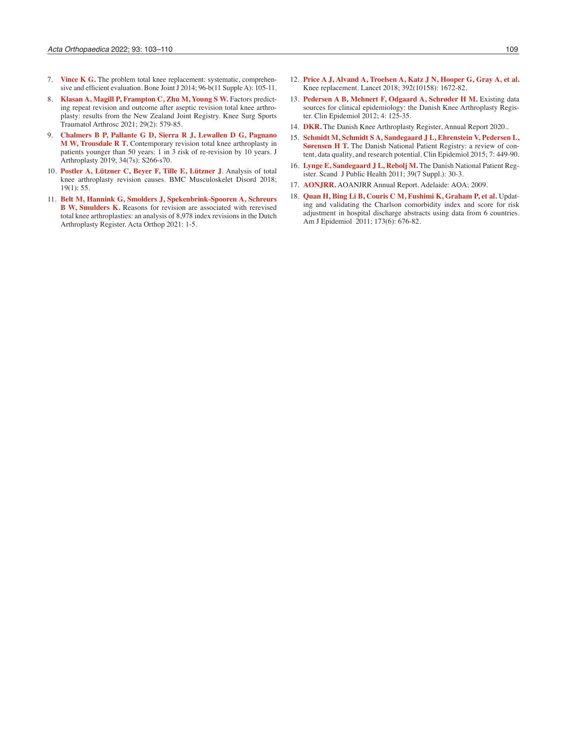7. **Vince K G.** The problem total knee replacement: systematic, comprehensive and efficient evaluation. Bone Joint J 2014; 96-b(11 Supple A): 105-11.
8. **Klasan A, Magill P, Frampton C, Zhu M, Young S W.** Factors predicting repeat revision and outcome after aseptic revision total knee arthroplasty: results from the New Zealand Joint Registry. Knee Surg Sports Traumatol Arthrosc 2021; 29(2): 579-85.
9. **Chalmers B P, Pallante G D, Sierra R J, Lewallen D G, Pagnano M W, Trousdale R T.** Contemporary revision total knee arthroplasty in patients younger than 50 years: 1 in 3 risk of re-revision by 10 years. J Arthroplasty 2019; 34(7s): S266-s70.
10. **Postler A, Lützner C, Beyer F, Tille E, Lützner J**. Analysis of total knee arthroplasty revision causes. BMC Musculoskelet Disord 2018; 19(1): 55.
11. **Belt M, Hannink G, Smolders J, Spekenbrink-Spooren A, Schreurs B W, Smulders K.** Reasons for revision are associated with rerevised total knee arthroplasties: an analysis of 8,978 index revisions in the Dutch Arthroplasty Register. Acta Orthop 2021: 1-5.
12. **Price A J, Alvand A, Troelsen A, Katz J N, Hooper G, Gray A, et al.** Knee replacement. Lancet 2018; 392(10158): 1672-82.
13. **Pedersen A B, Mehnert F, Odgaard A, Schrøder H M.** Existing data sources for clinical epidemiology: the Danish Knee Arthroplasty Register. Clin Epidemiol 2012; 4: 125-35.
14. **DKR.** The Danish Knee Arthroplasty Register, Annual Report 2020..
15. **Schmidt M, Schmidt S A, Sandegaard J L, Ehrenstein V, Pedersen L, Sørensen H T.** The Danish National Patient Registry: a review of content, data quality, and research potential. Clin Epidemiol 2015; 7: 449-90.
16. **Lynge E, Sandegaard J L, Rebolj M.** The Danish National Patient Register. Scand J Public Health 2011; 39(7 Suppl.): 30-3.
17. **AONJRR.** AOANJRR Annual Report. Adelaide: AOA; 2009.
18. **Quan H, Bing Li B, Couris C M, Fushimi K, Graham P, et al.** Updating and validating the Charlson comorbidity index and score for risk adjustment in hospital discharge abstracts using data from 6 countries. Am J Epidemiol 2011; 173(6): 676-82.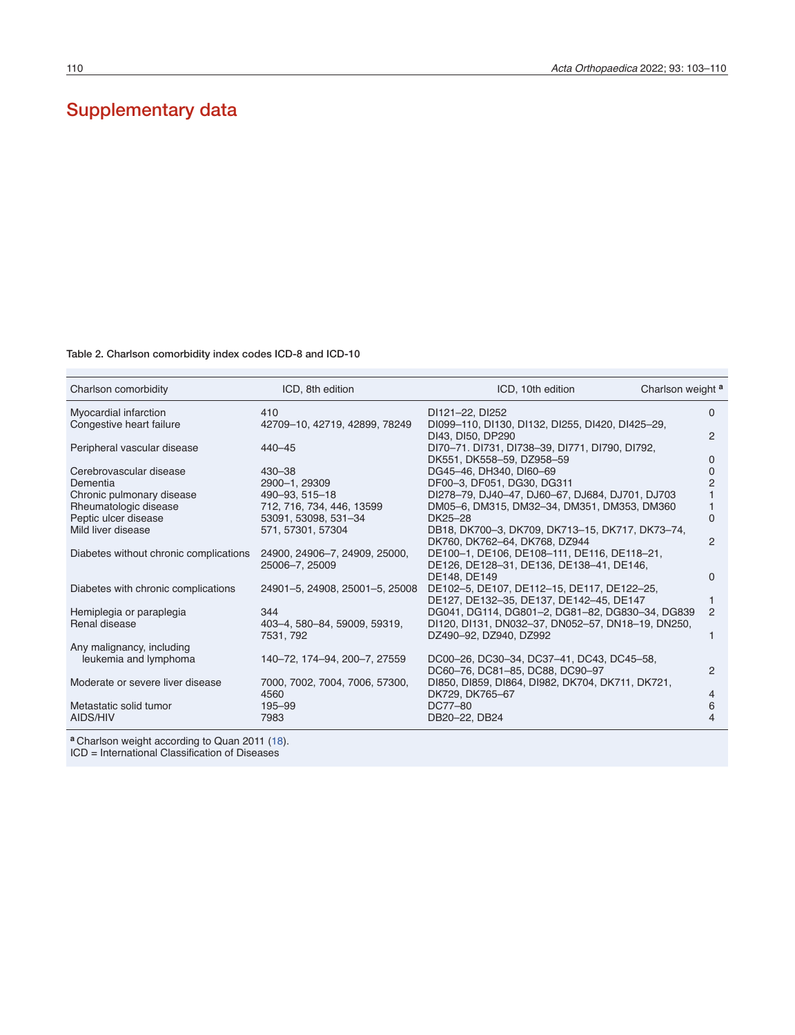# Supplementary data

**Table 2. Charlson comorbidity index codes ICD-8 and ICD-10**

| Charlson comorbidity | ICD, 8th edition | ICD, 10th edition | Charlson weight [a] |
|---|---|---|---|
| Myocardial infarction | 410 | DI121–22, DI252 | 0 |
| Congestive heart failure | 42709–10, 42719, 42899, 78249 | DI099–110, DI130, DI132, DI255, DI420, DI425–29, DI43, DI50, DP290 | 2 |
| Peripheral vascular disease | 440–45 | DI70–71. DI731, DI738–39, DI771, DI790, DI792, DK551, DK558–59, DZ958–59 | 0 |
| Cerebrovascular disease | 430–38 | DG45–46, DH340, DI60–69 | 0 |
| Dementia | 2900–1, 29309 | DF00–3, DF051, DG30, DG311 | 2 |
| Chronic pulmonary disease | 490–93, 515–18 | DI278–79, DJ40–47, DJ60–67, DJ684, DJ701, DJ703 | 1 |
| Rheumatologic disease | 712, 716, 734, 446, 13599 | DM05–6, DM315, DM32–34, DM351, DM353, DM360 | 1 |
| Peptic ulcer disease | 53091, 53098, 531–34 | DK25–28 | 0 |
| Mild liver disease | 571, 57301, 57304 | DB18, DK700–3, DK709, DK713–15, DK717, DK73–74, DK760, DK762–64, DK768, DZ944 | 2 |
| Diabetes without chronic complications | 24900, 24906–7, 24909, 25000, 25006–7, 25009 | DE100–1, DE106, DE108–111, DE116, DE118–21, DE126, DE128–31, DE136, DE138–41, DE146, DE148, DE149 | 0 |
| Diabetes with chronic complications | 24901–5, 24908, 25001–5, 25008 | DE102–5, DE107, DE112–15, DE117, DE122–25, DE127, DE132–35, DE137, DE142–45, DE147 | 1 |
| Hemiplegia or paraplegia | 344 | DG041, DG114, DG801–2, DG81–82, DG830–34, DG839 | 2 |
| Renal disease | 403–4, 580–84, 59009, 59319, 7531, 792 | DI120, DI131, DN032–37, DN052–57, DN18–19, DN250, DZ490–92, DZ940, DZ992 | 1 |
| Any malignancy, including leukemia and lymphoma | 140–72, 174–94, 200–7, 27559 | DC00–26, DC30–34, DC37–41, DC43, DC45–58, DC60–76, DC81–85, DC88, DC90–97 | 2 |
| Moderate or severe liver disease | 7000, 7002, 7004, 7006, 57300, 4560 | DI850, DI859, DI864, DI982, DK704, DK711, DK721, DK729, DK765–67 | 4 |
| Metastatic solid tumor | 195–99 | DC77–80 | 6 |
| AIDS/HIV | 7983 | DB20–22, DB24 | 4 |

[a] Charlson weight according to Quan 2011 (18).
ICD = International Classification of Diseases